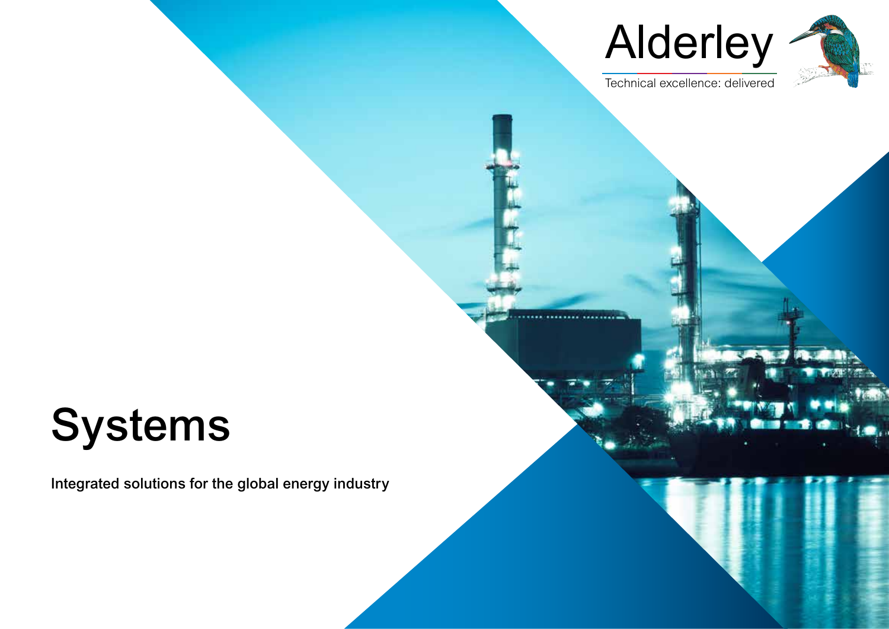Alderley

Technical excellence: delivered

# Systems

**Integrated solutions for the global energy industry**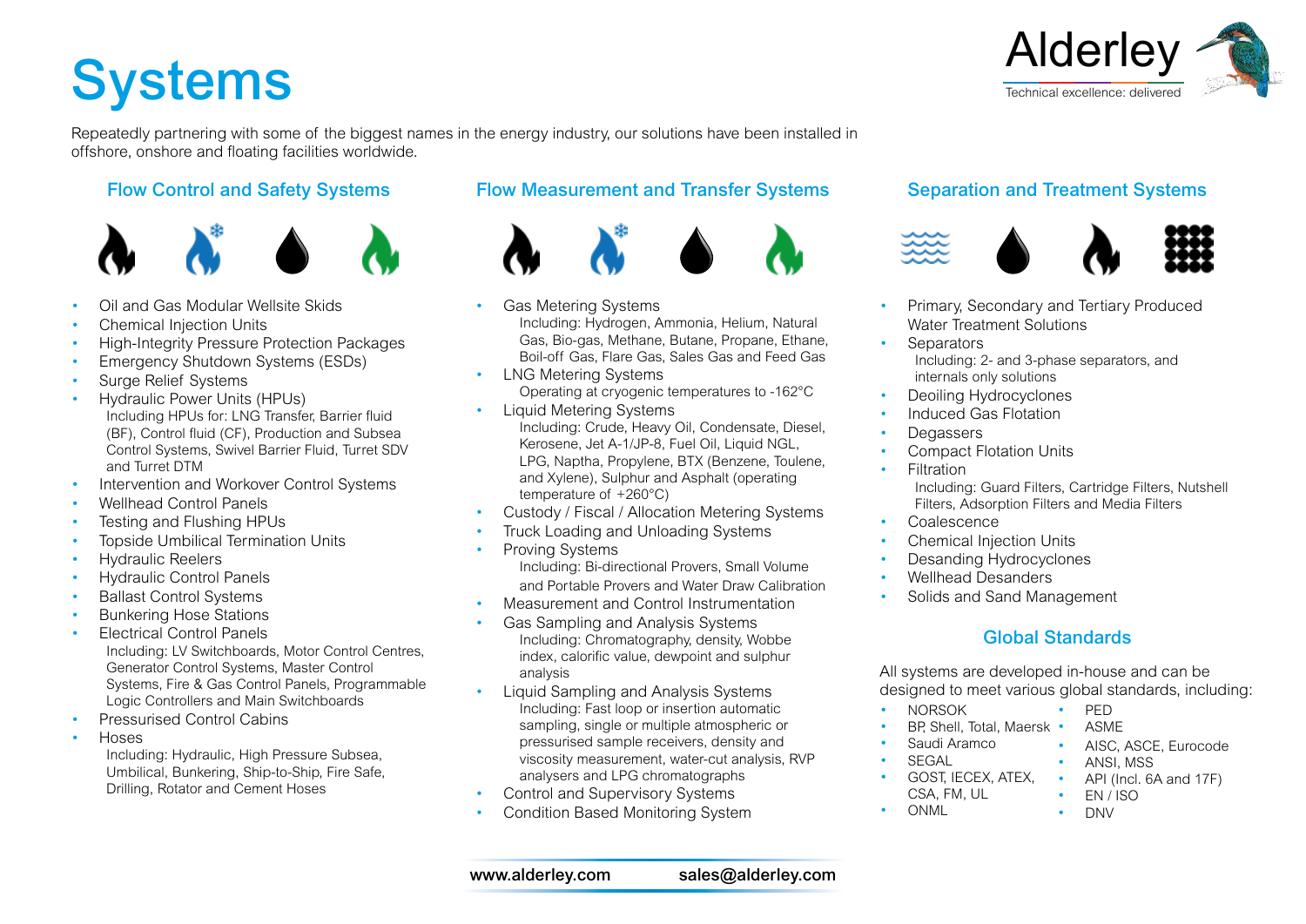# Systems

Alderley
Technical excellence: delivered

Repeatedly partnering with some of the biggest names in the energy industry, our solutions have been installed in offshore, onshore and floating facilities worldwide.

## Flow Control and Safety Systems

- Oil and Gas Modular Wellsite Skids
- Chemical Injection Units
- High-Integrity Pressure Protection Packages
- Emergency Shutdown Systems (ESDs)
- Surge Relief Systems
- Hydraulic Power Units (HPUs)
  Including HPUs for: LNG Transfer, Barrier fluid (BF), Control fluid (CF), Production and Subsea Control Systems, Swivel Barrier Fluid, Turret SDV and Turret DTM
- Intervention and Workover Control Systems
- Wellhead Control Panels
- Testing and Flushing HPUs
- Topside Umbilical Termination Units
- Hydraulic Reelers
- Hydraulic Control Panels
- Ballast Control Systems
- Bunkering Hose Stations
- Electrical Control Panels
  Including: LV Switchboards, Motor Control Centres, Generator Control Systems, Master Control Systems, Fire & Gas Control Panels, Programmable Logic Controllers and Main Switchboards
- Pressurised Control Cabins
- Hoses
  Including: Hydraulic, High Pressure Subsea, Umbilical, Bunkering, Ship-to-Ship, Fire Safe, Drilling, Rotator and Cement Hoses

## Flow Measurement and Transfer Systems

- Gas Metering Systems
  Including: Hydrogen, Ammonia, Helium, Natural Gas, Bio-gas, Methane, Butane, Propane, Ethane, Boil-off Gas, Flare Gas, Sales Gas and Feed Gas
- LNG Metering Systems
  Operating at cryogenic temperatures to -162°C
- Liquid Metering Systems
  Including: Crude, Heavy Oil, Condensate, Diesel, Kerosene, Jet A-1/JP-8, Fuel Oil, Liquid NGL, LPG, Naptha, Propylene, BTX (Benzene, Toulene, and Xylene), Sulphur and Asphalt (operating temperature of +260°C)
- Custody / Fiscal / Allocation Metering Systems
- Truck Loading and Unloading Systems
- Proving Systems
  Including: Bi-directional Provers, Small Volume and Portable Provers and Water Draw Calibration
- Measurement and Control Instrumentation
- Gas Sampling and Analysis Systems
  Including: Chromatography, density, Wobbe index, calorific value, dewpoint and sulphur analysis
- Liquid Sampling and Analysis Systems
  Including: Fast loop or insertion automatic sampling, single or multiple atmospheric or pressurised sample receivers, density and viscosity measurement, water-cut analysis, RVP analysers and LPG chromatographs
- Control and Supervisory Systems
- Condition Based Monitoring System

## Separation and Treatment Systems

- Primary, Secondary and Tertiary Produced Water Treatment Solutions
- Separators
  Including: 2- and 3-phase separators, and internals only solutions
- Deoiling Hydrocyclones
- Induced Gas Flotation
- Degassers
- Compact Flotation Units
- Filtration
  Including: Guard Filters, Cartridge Filters, Nutshell Filters, Adsorption Filters and Media Filters
- Coalescence
- Chemical Injection Units
- Desanding Hydrocyclones
- Wellhead Desanders
- Solids and Sand Management

## Global Standards

All systems are developed in-house and can be designed to meet various global standards, including:

- NORSOK
- BP, Shell, Total, Maersk
- Saudi Aramco
- SEGAL
- GOST, IECEX, ATEX, CSA, FM, UL
- ONML
- PED
- ASME
- AISC, ASCE, Eurocode
- ANSI, MSS
- API (Incl. 6A and 17F)
- EN / ISO
- DNV

www.alderley.com sales@alderley.com